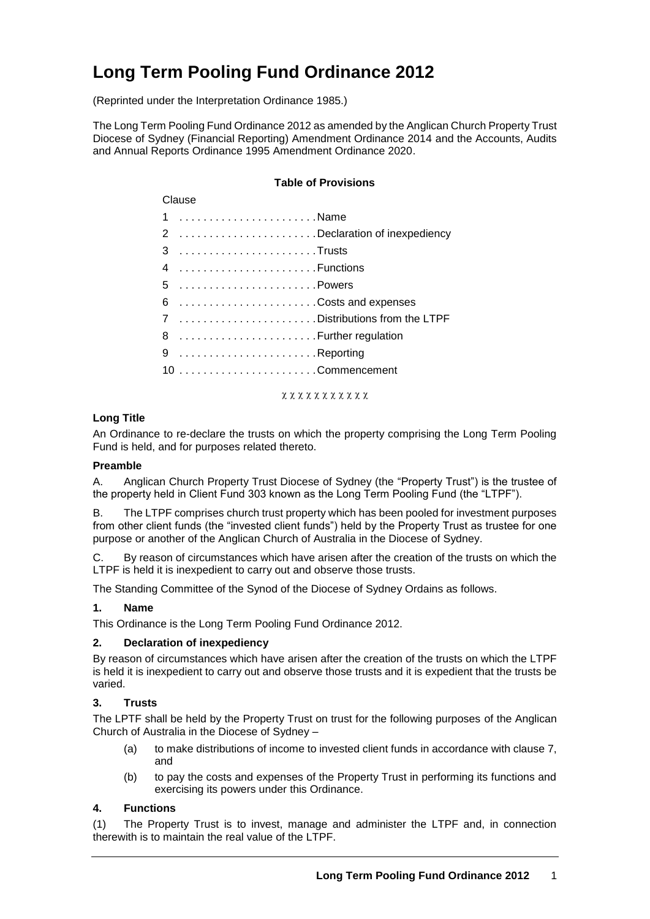# Long Term Pooling Fund Ordinance 2012

(Reprinted under the Interpretation Ordinance 1985.)

The Long Term Pooling Fund Ordinance 2012 as amended by the Anglican Church Property Trust Diocese of Sydney (Financial Reporting) Amendment Ordinance 2014 and the Accounts, Audits and Annual Reports Ordinance 1995 Amendment Ordinance 2020.

**Table of Provisions**

Clause

1 . . . . . . . . . . . . . . . . . . . . . . Name

2 . . . . . . . . . . . . . . . . . . . . . . Declaration of inexpediency

3 . . . . . . . . . . . . . . . . . . . . . . Trusts

4 . . . . . . . . . . . . . . . . . . . . . . Functions

5 . . . . . . . . . . . . . . . . . . . . . . Powers

6 . . . . . . . . . . . . . . . . . . . . . . Costs and expenses

7 . . . . . . . . . . . . . . . . . . . . . . Distributions from the LTPF

8 . . . . . . . . . . . . . . . . . . . . . . Further regulation

9 . . . . . . . . . . . . . . . . . . . . . . Reporting

10 . . . . . . . . . . . . . . . . . . . . . . Commencement

χ χ χ χ χ χ χ χ χ χ χ

### Long Title

An Ordinance to re-declare the trusts on which the property comprising the Long Term Pooling Fund is held, and for purposes related thereto.

### Preamble

A. Anglican Church Property Trust Diocese of Sydney (the "Property Trust") is the trustee of the property held in Client Fund 303 known as the Long Term Pooling Fund (the "LTPF").

B. The LTPF comprises church trust property which has been pooled for investment purposes from other client funds (the "invested client funds") held by the Property Trust as trustee for one purpose or another of the Anglican Church of Australia in the Diocese of Sydney.

C. By reason of circumstances which have arisen after the creation of the trusts on which the LTPF is held it is inexpedient to carry out and observe those trusts.

The Standing Committee of the Synod of the Diocese of Sydney Ordains as follows.

### 1. Name

This Ordinance is the Long Term Pooling Fund Ordinance 2012.

### 2. Declaration of inexpediency

By reason of circumstances which have arisen after the creation of the trusts on which the LTPF is held it is inexpedient to carry out and observe those trusts and it is expedient that the trusts be varied.

### 3. Trusts

The LPTF shall be held by the Property Trust on trust for the following purposes of the Anglican Church of Australia in the Diocese of Sydney –

(a) to make distributions of income to invested client funds in accordance with clause 7, and

(b) to pay the costs and expenses of the Property Trust in performing its functions and exercising its powers under this Ordinance.

### 4. Functions

(1) The Property Trust is to invest, manage and administer the LTPF and, in connection therewith is to maintain the real value of the LTPF.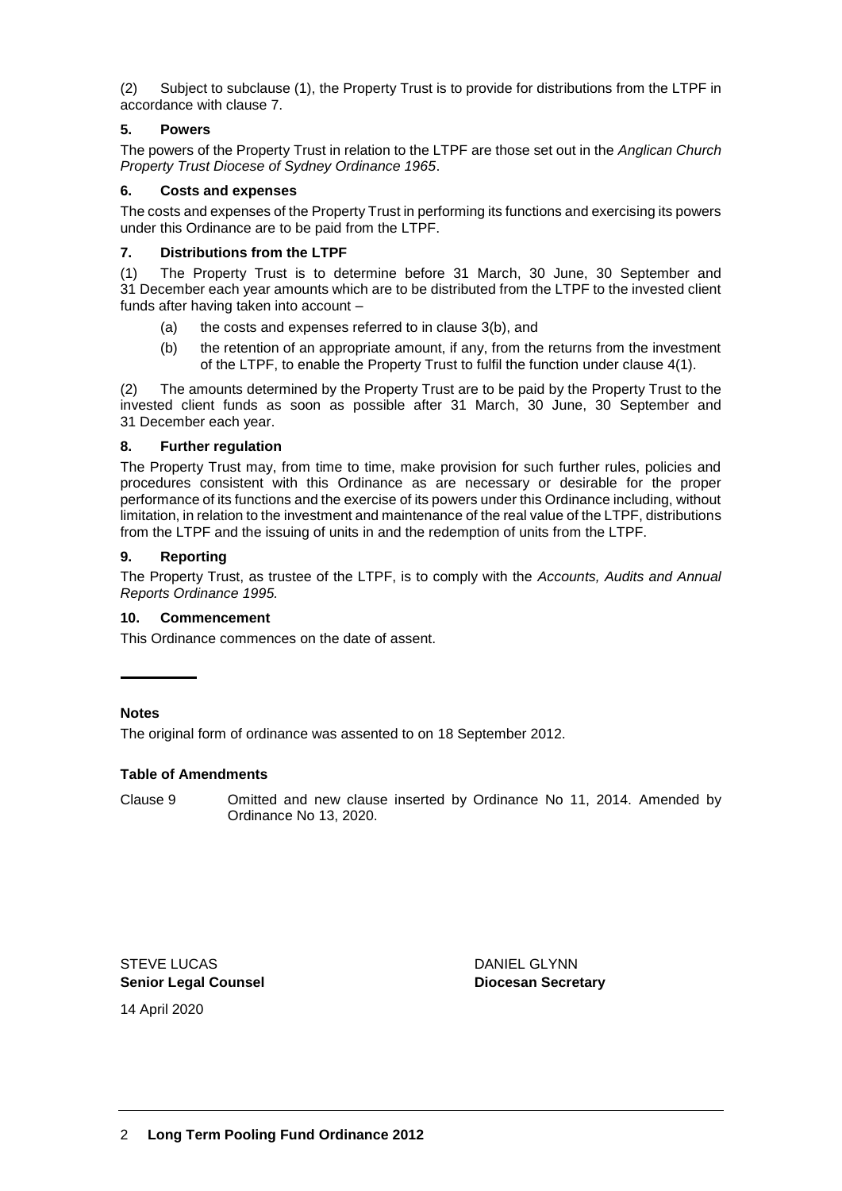(2) Subject to subclause (1), the Property Trust is to provide for distributions from the LTPF in accordance with clause 7.

### 5. Powers

The powers of the Property Trust in relation to the LTPF are those set out in the *Anglican Church Property Trust Diocese of Sydney Ordinance 1965*.

### 6. Costs and expenses

The costs and expenses of the Property Trust in performing its functions and exercising its powers under this Ordinance are to be paid from the LTPF.

### 7. Distributions from the LTPF

(1) The Property Trust is to determine before 31 March, 30 June, 30 September and 31 December each year amounts which are to be distributed from the LTPF to the invested client funds after having taken into account –

- (a) the costs and expenses referred to in clause 3(b), and
- (b) the retention of an appropriate amount, if any, from the returns from the investment of the LTPF, to enable the Property Trust to fulfil the function under clause 4(1).

(2) The amounts determined by the Property Trust are to be paid by the Property Trust to the invested client funds as soon as possible after 31 March, 30 June, 30 September and 31 December each year.

### 8. Further regulation

The Property Trust may, from time to time, make provision for such further rules, policies and procedures consistent with this Ordinance as are necessary or desirable for the proper performance of its functions and the exercise of its powers under this Ordinance including, without limitation, in relation to the investment and maintenance of the real value of the LTPF, distributions from the LTPF and the issuing of units in and the redemption of units from the LTPF.

### 9. Reporting

The Property Trust, as trustee of the LTPF, is to comply with the *Accounts, Audits and Annual Reports Ordinance 1995.*

### 10. Commencement

This Ordinance commences on the date of assent.

---

**Notes**

The original form of ordinance was assented to on 18 September 2012.

**Table of Amendments**

| | |
|---|---|
| Clause 9 | Omitted and new clause inserted by Ordinance No 11, 2014. Amended by Ordinance No 13, 2020. |

STEVE LUCAS
**Senior Legal Counsel**

DANIEL GLYNN
**Diocesan Secretary**

14 April 2020